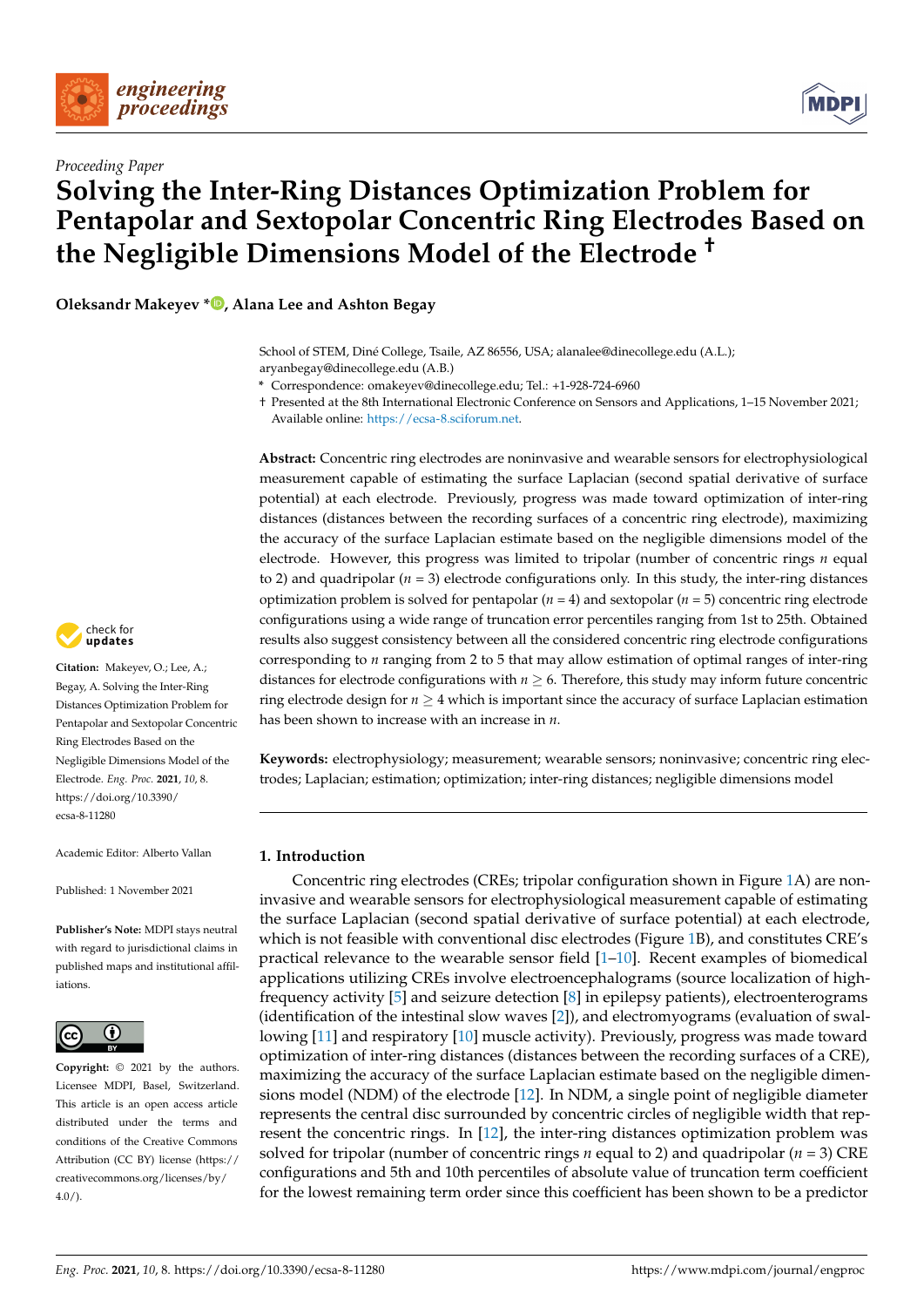*Proceeding Paper*

# Solving the Inter-Ring Distances Optimization Problem for Pentapolar and Sextopolar Concentric Ring Electrodes Based on the Negligible Dimensions Model of the Electrode †

**Oleksandr Makeyev \*, Alana Lee and Ashton Begay**

School of STEM, Diné College, Tsaile, AZ 86556, USA; alanalee@dinecollege.edu (A.L.); aryanbegay@dinecollege.edu (A.B.)

\* Correspondence: omakeyev@dinecollege.edu; Tel.: +1-928-724-6960

† Presented at the 8th International Electronic Conference on Sensors and Applications, 1–15 November 2021; Available online: https://ecsa-8.sciforum.net.

**Abstract:** Concentric ring electrodes are noninvasive and wearable sensors for electrophysiological measurement capable of estimating the surface Laplacian (second spatial derivative of surface potential) at each electrode. Previously, progress was made toward optimization of inter-ring distances (distances between the recording surfaces of a concentric ring electrode), maximizing the accuracy of the surface Laplacian estimate based on the negligible dimensions model of the electrode. However, this progress was limited to tripolar (number of concentric rings $n$ equal to 2) and quadripolar ($n$ = 3) electrode configurations only. In this study, the inter-ring distances optimization problem is solved for pentapolar ($n$ = 4) and sextopolar ($n$ = 5) concentric ring electrode configurations using a wide range of truncation error percentiles ranging from 1st to 25th. Obtained results also suggest consistency between all the considered concentric ring electrode configurations corresponding to $n$ ranging from 2 to 5 that may allow estimation of optimal ranges of inter-ring distances for electrode configurations with $n \geq 6$. Therefore, this study may inform future concentric ring electrode design for $n \geq 4$ which is important since the accuracy of surface Laplacian estimation has been shown to increase with an increase in $n$.

**Keywords:** electrophysiology; measurement; wearable sensors; noninvasive; concentric ring electrodes; Laplacian; estimation; optimization; inter-ring distances; negligible dimensions model

**Citation:** Makeyev, O.; Lee, A.; Begay, A. Solving the Inter-Ring Distances Optimization Problem for Pentapolar and Sextopolar Concentric Ring Electrodes Based on the Negligible Dimensions Model of the Electrode. *Eng. Proc.* **2021**, *10*, 8. https://doi.org/10.3390/ecsa-8-11280

Academic Editor: Alberto Vallan

Published: 1 November 2021

**Publisher's Note:** MDPI stays neutral with regard to jurisdictional claims in published maps and institutional affiliations.

**Copyright:** © 2021 by the authors. Licensee MDPI, Basel, Switzerland. This article is an open access article distributed under the terms and conditions of the Creative Commons Attribution (CC BY) license (https://creativecommons.org/licenses/by/4.0/).

## 1. Introduction

Concentric ring electrodes (CREs; tripolar configuration shown in Figure 1A) are noninvasive and wearable sensors for electrophysiological measurement capable of estimating the surface Laplacian (second spatial derivative of surface potential) at each electrode, which is not feasible with conventional disc electrodes (Figure 1B), and constitutes CRE's practical relevance to the wearable sensor field [1–10]. Recent examples of biomedical applications utilizing CREs involve electroencephalograms (source localization of high-frequency activity [5] and seizure detection [8] in epilepsy patients), electroenterograms (identification of the intestinal slow waves [2]), and electromyograms (evaluation of swallowing [11] and respiratory [10] muscle activity). Previously, progress was made toward optimization of inter-ring distances (distances between the recording surfaces of a CRE), maximizing the accuracy of the surface Laplacian estimate based on the negligible dimensions model (NDM) of the electrode [12]. In NDM, a single point of negligible diameter represents the central disc surrounded by concentric circles of negligible width that represent the concentric rings. In [12], the inter-ring distances optimization problem was solved for tripolar (number of concentric rings $n$ equal to 2) and quadripolar ($n$ = 3) CRE configurations and 5th and 10th percentiles of absolute value of truncation term coefficient for the lowest remaining term order since this coefficient has been shown to be a predictor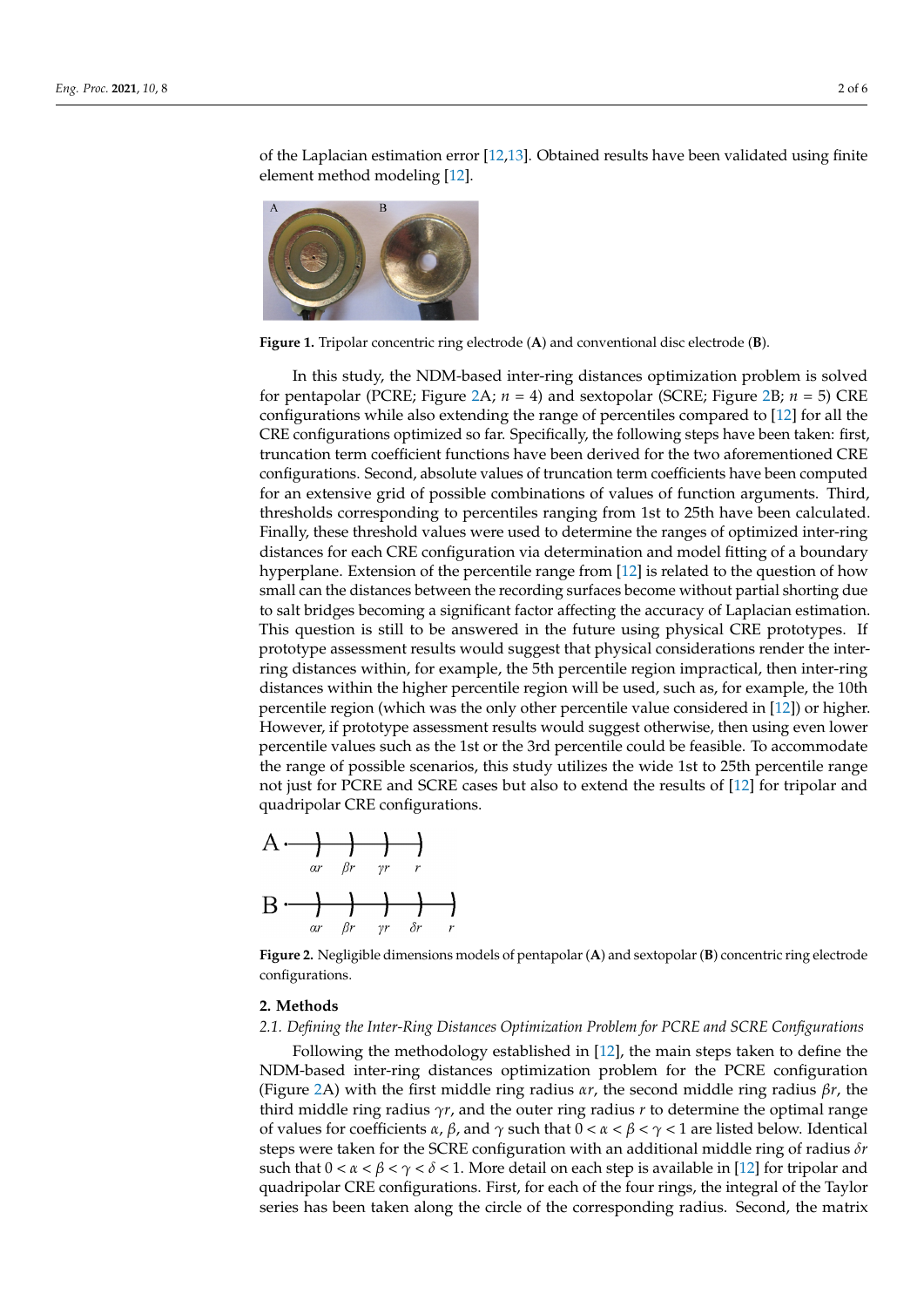of the Laplacian estimation error [12,13]. Obtained results have been validated using finite element method modeling [12].

**Figure 1.** Tripolar concentric ring electrode (**A**) and conventional disc electrode (**B**).

In this study, the NDM-based inter-ring distances optimization problem is solved for pentapolar (PCRE; Figure 2A; $n = 4$) and sextopolar (SCRE; Figure 2B; $n = 5$) CRE configurations while also extending the range of percentiles compared to [12] for all the CRE configurations optimized so far. Specifically, the following steps have been taken: first, truncation term coefficient functions have been derived for the two aforementioned CRE configurations. Second, absolute values of truncation term coefficients have been computed for an extensive grid of possible combinations of values of function arguments. Third, thresholds corresponding to percentiles ranging from 1st to 25th have been calculated. Finally, these threshold values were used to determine the ranges of optimized inter-ring distances for each CRE configuration via determination and model fitting of a boundary hyperplane. Extension of the percentile range from [12] is related to the question of how small can the distances between the recording surfaces become without partial shorting due to salt bridges becoming a significant factor affecting the accuracy of Laplacian estimation. This question is still to be answered in the future using physical CRE prototypes. If prototype assessment results would suggest that physical considerations render the inter-ring distances within, for example, the 5th percentile region impractical, then inter-ring distances within the higher percentile region will be used, such as, for example, the 10th percentile region (which was the only other percentile value considered in [12]) or higher. However, if prototype assessment results would suggest otherwise, then using even lower percentile values such as the 1st or the 3rd percentile could be feasible. To accommodate the range of possible scenarios, this study utilizes the wide 1st to 25th percentile range not just for PCRE and SCRE cases but also to extend the results of [12] for tripolar and quadripolar CRE configurations.

**Figure 2.** Negligible dimensions models of pentapolar (**A**) and sextopolar (**B**) concentric ring electrode configurations.

## 2. Methods

### 2.1. Defining the Inter-Ring Distances Optimization Problem for PCRE and SCRE Configurations

Following the methodology established in [12], the main steps taken to define the NDM-based inter-ring distances optimization problem for the PCRE configuration (Figure 2A) with the first middle ring radius $\alpha r$, the second middle ring radius $\beta r$, the third middle ring radius $\gamma r$, and the outer ring radius $r$ to determine the optimal range of values for coefficients $\alpha$, $\beta$, and $\gamma$ such that $0 < \alpha < \beta < \gamma < 1$ are listed below. Identical steps were taken for the SCRE configuration with an additional middle ring of radius $\delta r$ such that $0 < \alpha < \beta < \gamma < \delta < 1$. More detail on each step is available in [12] for tripolar and quadripolar CRE configurations. First, for each of the four rings, the integral of the Taylor series has been taken along the circle of the corresponding radius. Second, the matrix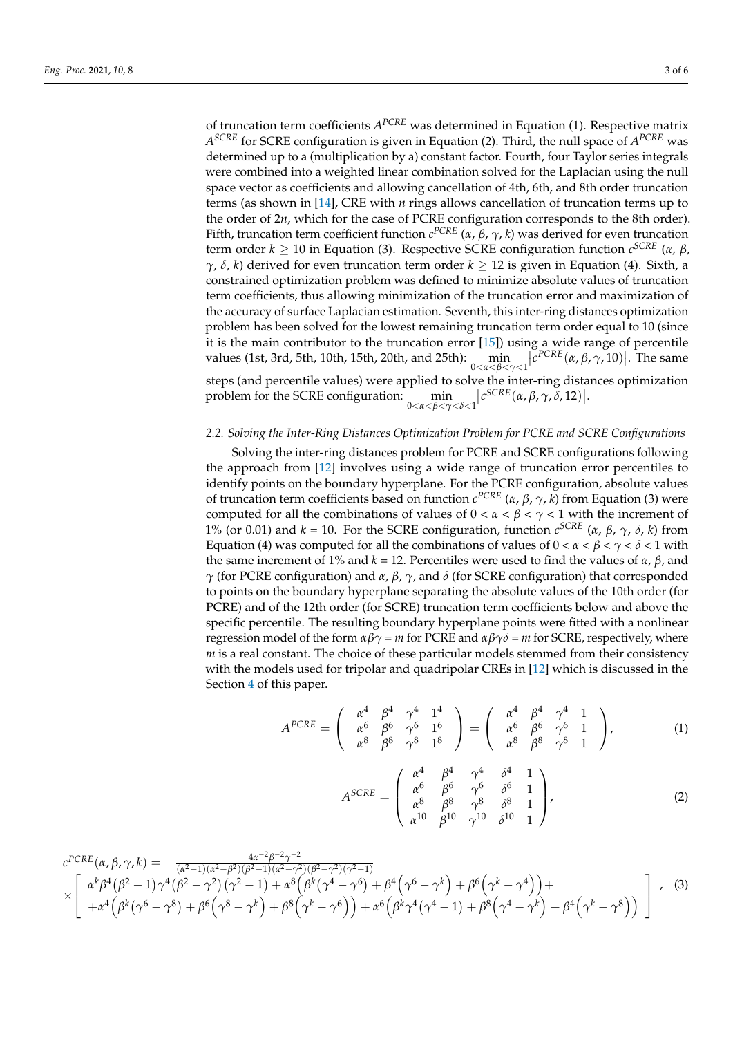of truncation term coefficients $A^{PCRE}$ was determined in Equation (1). Respective matrix $A^{SCRE}$ for SCRE configuration is given in Equation (2). Third, the null space of $A^{PCRE}$ was determined up to a (multiplication by a) constant factor. Fourth, four Taylor series integrals were combined into a weighted linear combination solved for the Laplacian using the null space vector as coefficients and allowing cancellation of 4th, 6th, and 8th order truncation terms (as shown in [14], CRE with $n$ rings allows cancellation of truncation terms up to the order of $2n$, which for the case of PCRE configuration corresponds to the 8th order). Fifth, truncation term coefficient function $c^{PCRE}(\alpha, \beta, \gamma, k)$ was derived for even truncation term order $k \geq 10$ in Equation (3). Respective SCRE configuration function $c^{SCRE}(\alpha, \beta, \gamma, \delta, k)$ derived for even truncation term order $k \geq 12$ is given in Equation (4). Sixth, a constrained optimization problem was defined to minimize absolute values of truncation term coefficients, thus allowing minimization of the truncation error and maximization of the accuracy of surface Laplacian estimation. Seventh, this inter-ring distances optimization problem has been solved for the lowest remaining truncation term order equal to 10 (since it is the main contributor to the truncation error [15]) using a wide range of percentile values (1st, 3rd, 5th, 10th, 15th, 20th, and 25th): $\min_{0<\alpha<\beta<\gamma<1} \left| c^{PCRE}(\alpha, \beta, \gamma, 10) \right|$. The same steps (and percentile values) were applied to solve the inter-ring distances optimization problem for the SCRE configuration: $\min_{0<\alpha<\beta<\gamma<\delta<1} \left| c^{SCRE}(\alpha, \beta, \gamma, \delta, 12) \right|$.

### 2.2. Solving the Inter-Ring Distances Optimization Problem for PCRE and SCRE Configurations

Solving the inter-ring distances problem for PCRE and SCRE configurations following the approach from [12] involves using a wide range of truncation error percentiles to identify points on the boundary hyperplane. For the PCRE configuration, absolute values of truncation term coefficients based on function $c^{PCRE}(\alpha, \beta, \gamma, k)$ from Equation (3) were computed for all the combinations of values of $0 < \alpha < \beta < \gamma < 1$ with the increment of 1% (or 0.01) and $k = 10$. For the SCRE configuration, function $c^{SCRE}(\alpha, \beta, \gamma, \delta, k)$ from Equation (4) was computed for all the combinations of values of $0 < \alpha < \beta < \gamma < \delta < 1$ with the same increment of 1% and $k = 12$. Percentiles were used to find the values of $\alpha$, $\beta$, and $\gamma$ (for PCRE configuration) and $\alpha$, $\beta$, $\gamma$, and $\delta$ (for SCRE configuration) that corresponded to points on the boundary hyperplane separating the absolute values of the 10th order (for PCRE) and of the 12th order (for SCRE) truncation term coefficients below and above the specific percentile. The resulting boundary hyperplane points were fitted with a nonlinear regression model of the form $\alpha\beta\gamma = m$ for PCRE and $\alpha\beta\gamma\delta = m$ for SCRE, respectively, where $m$ is a real constant. The choice of these particular models stemmed from their consistency with the models used for tripolar and quadripolar CREs in [12] which is discussed in the Section 4 of this paper.

$$A^{PCRE} = \begin{pmatrix} \alpha^4 & \beta^4 & \gamma^4 & 1^4 \\ \alpha^6 & \beta^6 & \gamma^6 & 1^6 \\ \alpha^8 & \beta^8 & \gamma^8 & 1^8 \end{pmatrix} = \begin{pmatrix} \alpha^4 & \beta^4 & \gamma^4 & 1 \\ \alpha^6 & \beta^6 & \gamma^6 & 1 \\ \alpha^8 & \beta^8 & \gamma^8 & 1 \end{pmatrix}, \quad (1)$$

$$A^{SCRE} = \begin{pmatrix} \alpha^4 & \beta^4 & \gamma^4 & \delta^4 & 1 \\ \alpha^6 & \beta^6 & \gamma^6 & \delta^6 & 1 \\ \alpha^8 & \beta^8 & \gamma^8 & \delta^8 & 1 \\ \alpha^{10} & \beta^{10} & \gamma^{10} & \delta^{10} & 1 \end{pmatrix}, \quad (2)$$

$$c^{PCRE}(\alpha, \beta, \gamma, k) = -\frac{4\alpha^{-2}\beta^{-2}\gamma^{-2}}{(\alpha^2-1)(\alpha^2-\beta^2)(\beta^2-1)(\alpha^2-\gamma^2)(\beta^2-\gamma^2)(\gamma^2-1)} \times \left[ \begin{array}{l} \alpha^k\beta^4(\beta^2-1)\gamma^4(\beta^2-\gamma^2)(\gamma^2-1) + \alpha^8\left(\beta^k(\gamma^4-\gamma^6) + \beta^4\left(\gamma^6-\gamma^k\right) + \beta^6\left(\gamma^k-\gamma^4\right)\right) + \\ +\alpha^4\left(\beta^k(\gamma^6-\gamma^8) + \beta^6\left(\gamma^8-\gamma^k\right) + \beta^8\left(\gamma^k-\gamma^6\right)\right) + \alpha^6\left(\beta^k\gamma^4(\gamma^4-1) + \beta^8\left(\gamma^4-\gamma^k\right) + \beta^4\left(\gamma^k-\gamma^8\right)\right) \end{array} \right], \quad (3)$$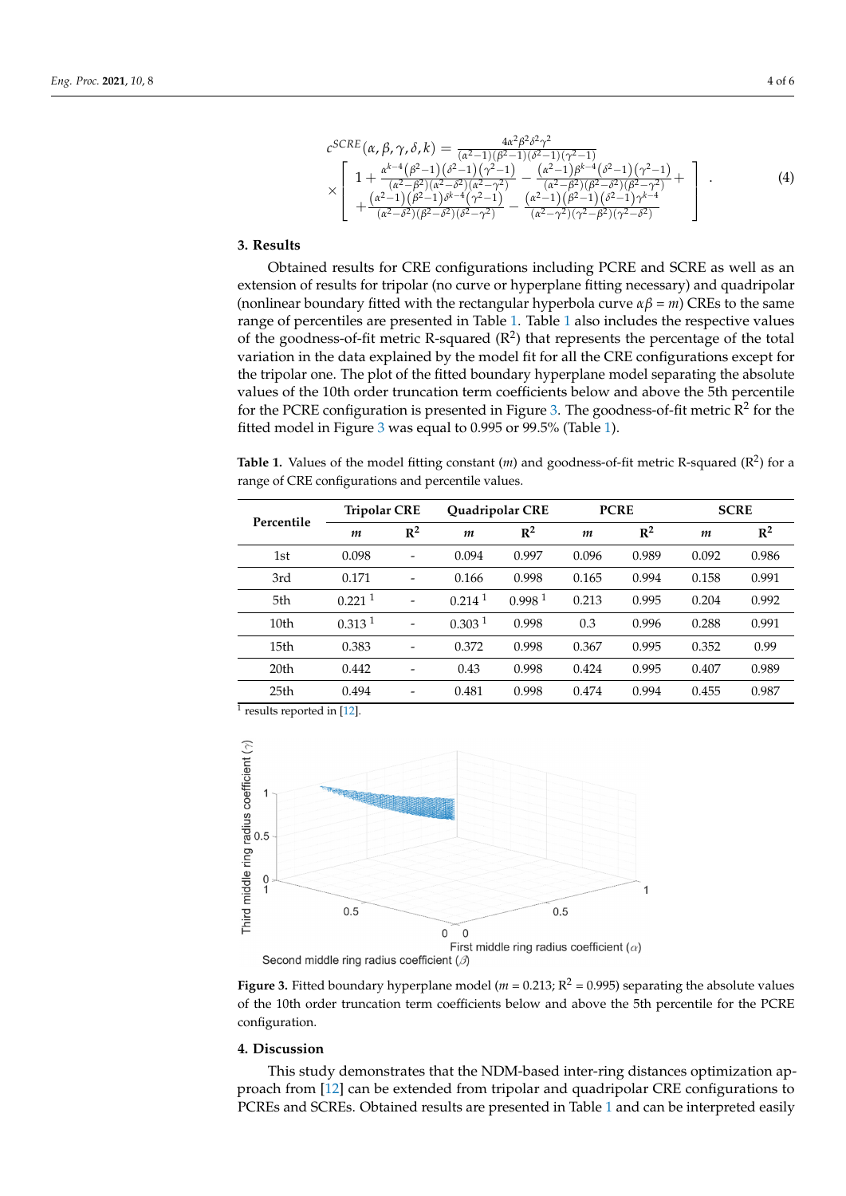$$c^{SCRE}(\alpha,\beta,\gamma,\delta,k) = \frac{4\alpha^2\beta^2\delta^2\gamma^2}{(\alpha^2-1)(\beta^2-1)(\delta^2-1)(\gamma^2-1)} \times \left[ \begin{array}{l} 1 + \frac{\alpha^{k-4}(\beta^2-1)(\delta^2-1)(\gamma^2-1)}{(\alpha^2-\beta^2)(\alpha^2-\delta^2)(\alpha^2-\gamma^2)} - \frac{(\alpha^2-1)\beta^{k-4}(\delta^2-1)(\gamma^2-1)}{(\alpha^2-\beta^2)(\beta^2-\delta^2)(\beta^2-\gamma^2)} + \\ + \frac{(\alpha^2-1)(\beta^2-1)\delta^{k-4}(\gamma^2-1)}{(\alpha^2-\delta^2)(\beta^2-\delta^2)(\delta^2-\gamma^2)} - \frac{(\alpha^2-1)(\beta^2-1)(\delta^2-1)\gamma^{k-4}}{(\alpha^2-\gamma^2)(\gamma^2-\beta^2)(\gamma^2-\delta^2)} \end{array} \right]. \quad (4)$$

## 3. Results

Obtained results for CRE configurations including PCRE and SCRE as well as an extension of results for tripolar (no curve or hyperplane fitting necessary) and quadripolar (nonlinear boundary fitted with the rectangular hyperbola curve $\alpha\beta = m$) CREs to the same range of percentiles are presented in Table 1. Table 1 also includes the respective values of the goodness-of-fit metric R-squared ($R^2$) that represents the percentage of the total variation in the data explained by the model fit for all the CRE configurations except for the tripolar one. The plot of the fitted boundary hyperplane model separating the absolute values of the 10th order truncation term coefficients below and above the 5th percentile for the PCRE configuration is presented in Figure 3. The goodness-of-fit metric $R^2$ for the fitted model in Figure 3 was equal to 0.995 or 99.5% (Table 1).

**Table 1.** Values of the model fitting constant ($m$) and goodness-of-fit metric R-squared ($R^2$) for a range of CRE configurations and percentile values.

| Percentile | Tripolar CRE | | Quadripolar CRE | | PCRE | | SCRE | |
|---|---|---|---|---|---|---|---|---|
| | $m$ | $R^2$ | $m$ | $R^2$ | $m$ | $R^2$ | $m$ | $R^2$ |
| 1st | 0.098 | - | 0.094 | 0.997 | 0.096 | 0.989 | 0.092 | 0.986 |
| 3rd | 0.171 | - | 0.166 | 0.998 | 0.165 | 0.994 | 0.158 | 0.991 |
| 5th | 0.221 [1] | - | 0.214 [1] | 0.998 [1] | 0.213 | 0.995 | 0.204 | 0.992 |
| 10th | 0.313 [1] | - | 0.303 [1] | 0.998 | 0.3 | 0.996 | 0.288 | 0.991 |
| 15th | 0.383 | - | 0.372 | 0.998 | 0.367 | 0.995 | 0.352 | 0.99 |
| 20th | 0.442 | - | 0.43 | 0.998 | 0.424 | 0.995 | 0.407 | 0.989 |
| 25th | 0.494 | - | 0.481 | 0.998 | 0.474 | 0.994 | 0.455 | 0.987 |

[1] results reported in [12].

**Figure 3.** Fitted boundary hyperplane model ($m$ = 0.213; $R^2$ = 0.995) separating the absolute values of the 10th order truncation term coefficients below and above the 5th percentile for the PCRE configuration.

## 4. Discussion

This study demonstrates that the NDM-based inter-ring distances optimization approach from [12] can be extended from tripolar and quadripolar CRE configurations to PCREs and SCREs. Obtained results are presented in Table 1 and can be interpreted easily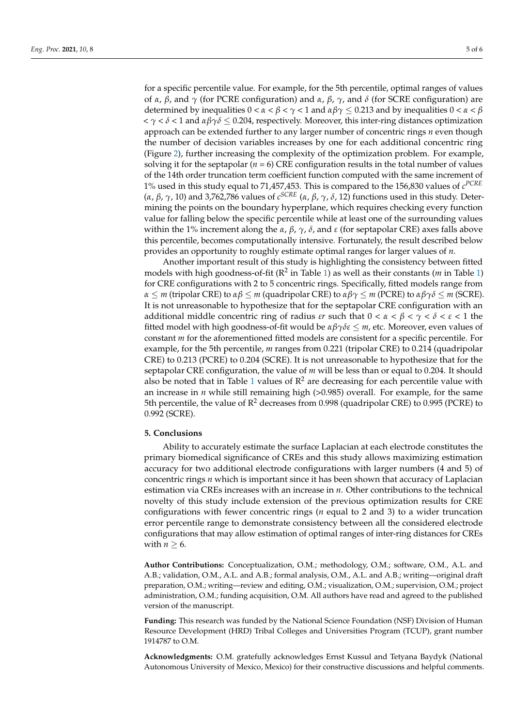for a specific percentile value. For example, for the 5th percentile, optimal ranges of values of $\alpha$, $\beta$, and $\gamma$ (for PCRE configuration) and $\alpha$, $\beta$, $\gamma$, and $\delta$ (for SCRE configuration) are determined by inequalities $0 < \alpha < \beta < \gamma < 1$ and $\alpha\beta\gamma \leq 0.213$ and by inequalities $0 < \alpha < \beta < \gamma < \delta < 1$ and $\alpha\beta\gamma\delta \leq 0.204$, respectively. Moreover, this inter-ring distances optimization approach can be extended further to any larger number of concentric rings $n$ even though the number of decision variables increases by one for each additional concentric ring (Figure 2), further increasing the complexity of the optimization problem. For example, solving it for the septapolar ($n = 6$) CRE configuration results in the total number of values of the 14th order truncation term coefficient function computed with the same increment of 1% used in this study equal to 71,457,453. This is compared to the 156,830 values of $c^{PCRE}$ ($\alpha$, $\beta$, $\gamma$, 10) and 3,762,786 values of $c^{SCRE}$ ($\alpha$, $\beta$, $\gamma$, $\delta$, 12) functions used in this study. Determining the points on the boundary hyperplane, which requires checking every function value for falling below the specific percentile while at least one of the surrounding values within the 1% increment along the $\alpha$, $\beta$, $\gamma$, $\delta$, and $\varepsilon$ (for septapolar CRE) axes falls above this percentile, becomes computationally intensive. Fortunately, the result described below provides an opportunity to roughly estimate optimal ranges for larger values of $n$.

Another important result of this study is highlighting the consistency between fitted models with high goodness-of-fit ($R^2$ in Table 1) as well as their constants ($m$ in Table 1) for CRE configurations with 2 to 5 concentric rings. Specifically, fitted models range from $\alpha \leq m$ (tripolar CRE) to $\alpha\beta \leq m$ (quadripolar CRE) to $\alpha\beta\gamma \leq m$ (PCRE) to $\alpha\beta\gamma\delta \leq m$ (SCRE). It is not unreasonable to hypothesize that for the septapolar CRE configuration with an additional middle concentric ring of radius $\varepsilon r$ such that $0 < \alpha < \beta < \gamma < \delta < \varepsilon < 1$ the fitted model with high goodness-of-fit would be $\alpha\beta\gamma\delta\varepsilon \leq m$, etc. Moreover, even values of constant $m$ for the aforementioned fitted models are consistent for a specific percentile. For example, for the 5th percentile, $m$ ranges from 0.221 (tripolar CRE) to 0.214 (quadripolar CRE) to 0.213 (PCRE) to 0.204 (SCRE). It is not unreasonable to hypothesize that for the septapolar CRE configuration, the value of $m$ will be less than or equal to 0.204. It should also be noted that in Table 1 values of $R^2$ are decreasing for each percentile value with an increase in $n$ while still remaining high (>0.985) overall. For example, for the same 5th percentile, the value of $R^2$ decreases from 0.998 (quadripolar CRE) to 0.995 (PCRE) to 0.992 (SCRE).

## 5. Conclusions

Ability to accurately estimate the surface Laplacian at each electrode constitutes the primary biomedical significance of CREs and this study allows maximizing estimation accuracy for two additional electrode configurations with larger numbers (4 and 5) of concentric rings $n$ which is important since it has been shown that accuracy of Laplacian estimation via CREs increases with an increase in $n$. Other contributions to the technical novelty of this study include extension of the previous optimization results for CRE configurations with fewer concentric rings ($n$ equal to 2 and 3) to a wider truncation error percentile range to demonstrate consistency between all the considered electrode configurations that may allow estimation of optimal ranges of inter-ring distances for CREs with $n \geq 6$.

**Author Contributions:** Conceptualization, O.M.; methodology, O.M.; software, O.M., A.L. and A.B.; validation, O.M., A.L. and A.B.; formal analysis, O.M., A.L. and A.B.; writing—original draft preparation, O.M.; writing—review and editing, O.M.; visualization, O.M.; supervision, O.M.; project administration, O.M.; funding acquisition, O.M. All authors have read and agreed to the published version of the manuscript.

**Funding:** This research was funded by the National Science Foundation (NSF) Division of Human Resource Development (HRD) Tribal Colleges and Universities Program (TCUP), grant number 1914787 to O.M.

**Acknowledgments:** O.M. gratefully acknowledges Ernst Kussul and Tetyana Baydyk (National Autonomous University of Mexico, Mexico) for their constructive discussions and helpful comments.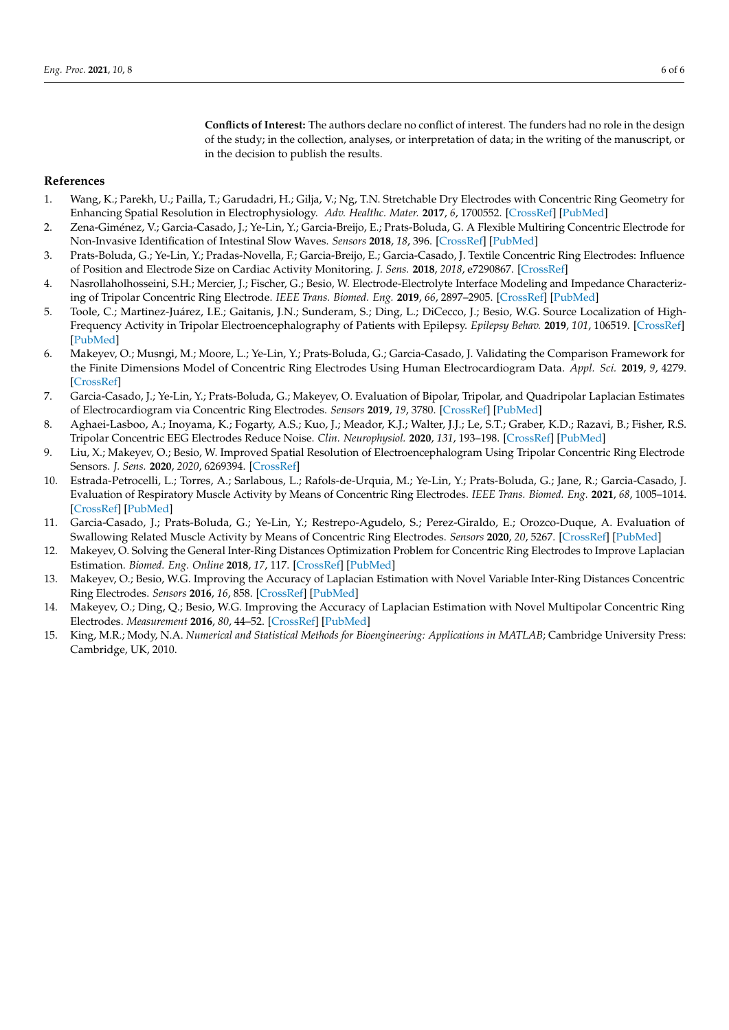**Conflicts of Interest:** The authors declare no conflict of interest. The funders had no role in the design of the study; in the collection, analyses, or interpretation of data; in the writing of the manuscript, or in the decision to publish the results.

## References

1. Wang, K.; Parekh, U.; Pailla, T.; Garudadri, H.; Gilja, V.; Ng, T.N. Stretchable Dry Electrodes with Concentric Ring Geometry for Enhancing Spatial Resolution in Electrophysiology. *Adv. Healthc. Mater.* **2017**, *6*, 1700552. [CrossRef] [PubMed]
2. Zena-Giménez, V.; Garcia-Casado, J.; Ye-Lin, Y.; Garcia-Breijo, E.; Prats-Boluda, G. A Flexible Multiring Concentric Electrode for Non-Invasive Identification of Intestinal Slow Waves. *Sensors* **2018**, *18*, 396. [CrossRef] [PubMed]
3. Prats-Boluda, G.; Ye-Lin, Y.; Pradas-Novella, F.; Garcia-Breijo, E.; Garcia-Casado, J. Textile Concentric Ring Electrodes: Influence of Position and Electrode Size on Cardiac Activity Monitoring. *J. Sens.* **2018**, *2018*, e7290867. [CrossRef]
4. Nasrollaholhosseini, S.H.; Mercier, J.; Fischer, G.; Besio, W. Electrode-Electrolyte Interface Modeling and Impedance Characterizing of Tripolar Concentric Ring Electrode. *IEEE Trans. Biomed. Eng.* **2019**, *66*, 2897–2905. [CrossRef] [PubMed]
5. Toole, C.; Martinez-Juárez, I.E.; Gaitanis, J.N.; Sunderam, S.; Ding, L.; DiCecco, J.; Besio, W.G. Source Localization of High-Frequency Activity in Tripolar Electroencephalography of Patients with Epilepsy. *Epilepsy Behav.* **2019**, *101*, 106519. [CrossRef] [PubMed]
6. Makeyev, O.; Musngi, M.; Moore, L.; Ye-Lin, Y.; Prats-Boluda, G.; Garcia-Casado, J. Validating the Comparison Framework for the Finite Dimensions Model of Concentric Ring Electrodes Using Human Electrocardiogram Data. *Appl. Sci.* **2019**, *9*, 4279. [CrossRef]
7. Garcia-Casado, J.; Ye-Lin, Y.; Prats-Boluda, G.; Makeyev, O. Evaluation of Bipolar, Tripolar, and Quadripolar Laplacian Estimates of Electrocardiogram via Concentric Ring Electrodes. *Sensors* **2019**, *19*, 3780. [CrossRef] [PubMed]
8. Aghaei-Lasboo, A.; Inoyama, K.; Fogarty, A.S.; Kuo, J.; Meador, K.J.; Walter, J.J.; Le, S.T.; Graber, K.D.; Razavi, B.; Fisher, R.S. Tripolar Concentric EEG Electrodes Reduce Noise. *Clin. Neurophysiol.* **2020**, *131*, 193–198. [CrossRef] [PubMed]
9. Liu, X.; Makeyev, O.; Besio, W. Improved Spatial Resolution of Electroencephalogram Using Tripolar Concentric Ring Electrode Sensors. *J. Sens.* **2020**, *2020*, 6269394. [CrossRef]
10. Estrada-Petrocelli, L.; Torres, A.; Sarlabous, L.; Rafols-de-Urquia, M.; Ye-Lin, Y.; Prats-Boluda, G.; Jane, R.; Garcia-Casado, J. Evaluation of Respiratory Muscle Activity by Means of Concentric Ring Electrodes. *IEEE Trans. Biomed. Eng.* **2021**, *68*, 1005–1014. [CrossRef] [PubMed]
11. Garcia-Casado, J.; Prats-Boluda, G.; Ye-Lin, Y.; Restrepo-Agudelo, S.; Perez-Giraldo, E.; Orozco-Duque, A. Evaluation of Swallowing Related Muscle Activity by Means of Concentric Ring Electrodes. *Sensors* **2020**, *20*, 5267. [CrossRef] [PubMed]
12. Makeyev, O. Solving the General Inter-Ring Distances Optimization Problem for Concentric Ring Electrodes to Improve Laplacian Estimation. *Biomed. Eng. Online* **2018**, *17*, 117. [CrossRef] [PubMed]
13. Makeyev, O.; Besio, W.G. Improving the Accuracy of Laplacian Estimation with Novel Variable Inter-Ring Distances Concentric Ring Electrodes. *Sensors* **2016**, *16*, 858. [CrossRef] [PubMed]
14. Makeyev, O.; Ding, Q.; Besio, W.G. Improving the Accuracy of Laplacian Estimation with Novel Multipolar Concentric Ring Electrodes. *Measurement* **2016**, *80*, 44–52. [CrossRef] [PubMed]
15. King, M.R.; Mody, N.A. *Numerical and Statistical Methods for Bioengineering: Applications in MATLAB*; Cambridge University Press: Cambridge, UK, 2010.